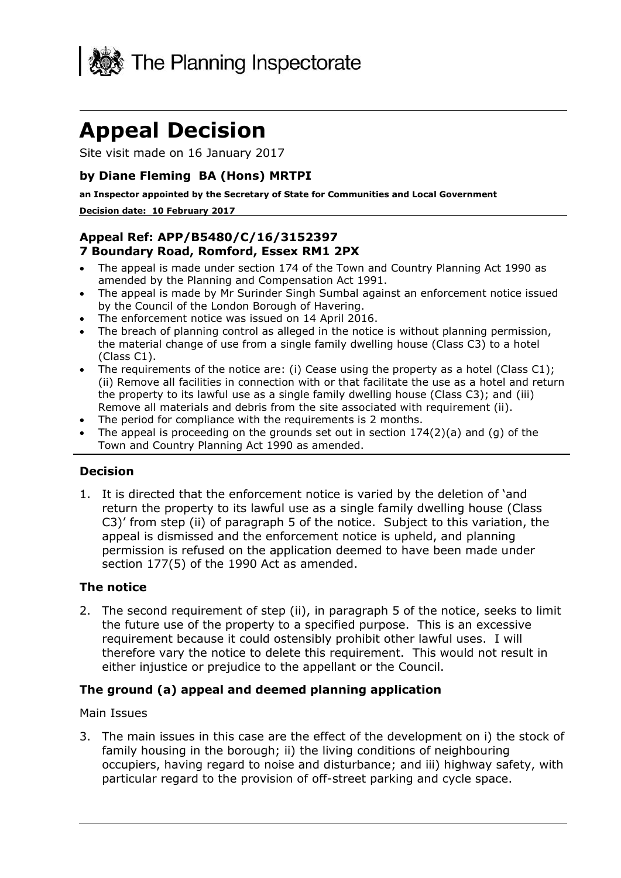The Planning Inspectorate

# Appeal Decision

Site visit made on 16 January 2017

### by Diane Fleming BA (Hons) MRTPI

**an Inspector appointed by the Secretary of State for Communities and Local Government**

**Decision date: 10 February 2017**

### Appeal Ref: APP/B5480/C/16/3152397
### 7 Boundary Road, Romford, Essex RM1 2PX

- The appeal is made under section 174 of the Town and Country Planning Act 1990 as amended by the Planning and Compensation Act 1991.
- The appeal is made by Mr Surinder Singh Sumbal against an enforcement notice issued by the Council of the London Borough of Havering.
- The enforcement notice was issued on 14 April 2016.
- The breach of planning control as alleged in the notice is without planning permission, the material change of use from a single family dwelling house (Class C3) to a hotel (Class C1).
- The requirements of the notice are: (i) Cease using the property as a hotel (Class C1); (ii) Remove all facilities in connection with or that facilitate the use as a hotel and return the property to its lawful use as a single family dwelling house (Class C3); and (iii) Remove all materials and debris from the site associated with requirement (ii).
- The period for compliance with the requirements is 2 months.
- The appeal is proceeding on the grounds set out in section 174(2)(a) and (g) of the Town and Country Planning Act 1990 as amended.

### Decision

1. It is directed that the enforcement notice is varied by the deletion of 'and return the property to its lawful use as a single family dwelling house (Class C3)' from step (ii) of paragraph 5 of the notice. Subject to this variation, the appeal is dismissed and the enforcement notice is upheld, and planning permission is refused on the application deemed to have been made under section 177(5) of the 1990 Act as amended.

### The notice

2. The second requirement of step (ii), in paragraph 5 of the notice, seeks to limit the future use of the property to a specified purpose. This is an excessive requirement because it could ostensibly prohibit other lawful uses. I will therefore vary the notice to delete this requirement. This would not result in either injustice or prejudice to the appellant or the Council.

### The ground (a) appeal and deemed planning application

Main Issues

3. The main issues in this case are the effect of the development on i) the stock of family housing in the borough; ii) the living conditions of neighbouring occupiers, having regard to noise and disturbance; and iii) highway safety, with particular regard to the provision of off-street parking and cycle space.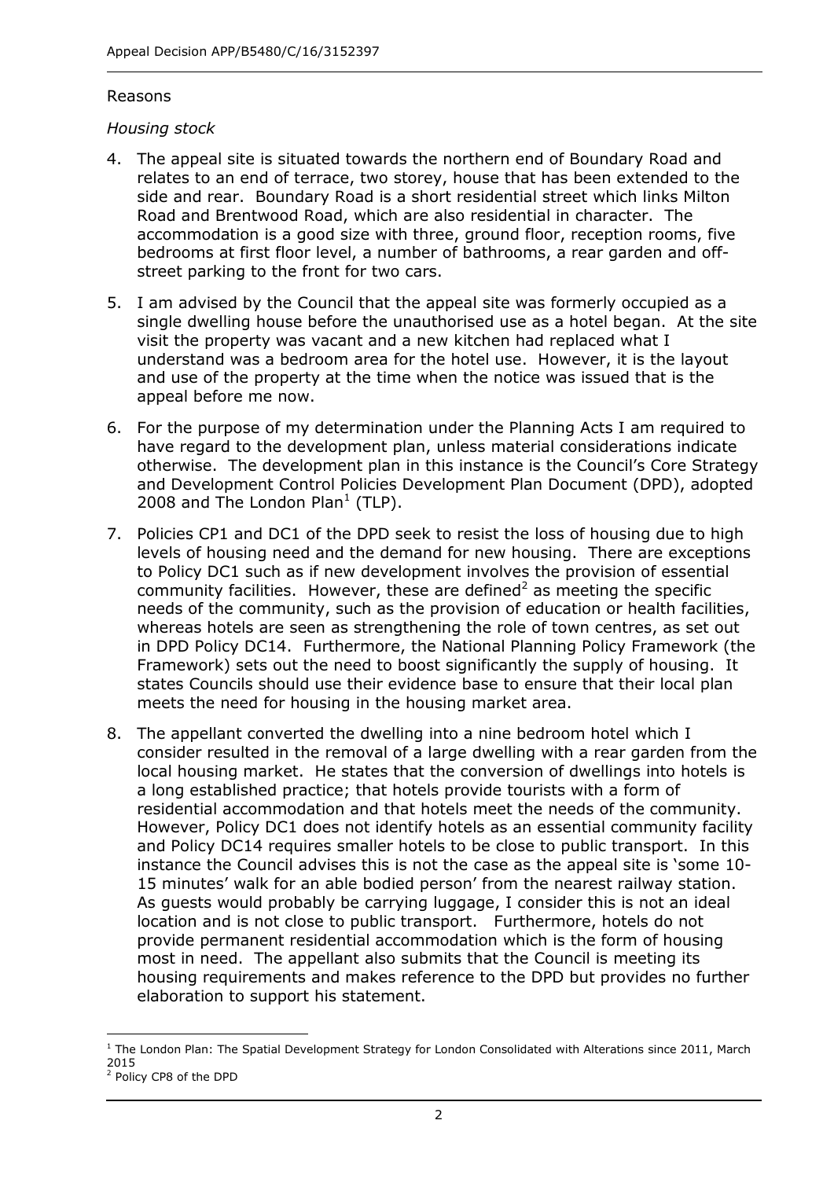## Reasons

### *Housing stock*

4. The appeal site is situated towards the northern end of Boundary Road and relates to an end of terrace, two storey, house that has been extended to the side and rear. Boundary Road is a short residential street which links Milton Road and Brentwood Road, which are also residential in character. The accommodation is a good size with three, ground floor, reception rooms, five bedrooms at first floor level, a number of bathrooms, a rear garden and off-street parking to the front for two cars.

5. I am advised by the Council that the appeal site was formerly occupied as a single dwelling house before the unauthorised use as a hotel began. At the site visit the property was vacant and a new kitchen had replaced what I understand was a bedroom area for the hotel use. However, it is the layout and use of the property at the time when the notice was issued that is the appeal before me now.

6. For the purpose of my determination under the Planning Acts I am required to have regard to the development plan, unless material considerations indicate otherwise. The development plan in this instance is the Council's Core Strategy and Development Control Policies Development Plan Document (DPD), adopted 2008 and The London Plan[1] (TLP).

7. Policies CP1 and DC1 of the DPD seek to resist the loss of housing due to high levels of housing need and the demand for new housing. There are exceptions to Policy DC1 such as if new development involves the provision of essential community facilities. However, these are defined[2] as meeting the specific needs of the community, such as the provision of education or health facilities, whereas hotels are seen as strengthening the role of town centres, as set out in DPD Policy DC14. Furthermore, the National Planning Policy Framework (the Framework) sets out the need to boost significantly the supply of housing. It states Councils should use their evidence base to ensure that their local plan meets the need for housing in the housing market area.

8. The appellant converted the dwelling into a nine bedroom hotel which I consider resulted in the removal of a large dwelling with a rear garden from the local housing market. He states that the conversion of dwellings into hotels is a long established practice; that hotels provide tourists with a form of residential accommodation and that hotels meet the needs of the community. However, Policy DC1 does not identify hotels as an essential community facility and Policy DC14 requires smaller hotels to be close to public transport. In this instance the Council advises this is not the case as the appeal site is 'some 10-15 minutes' walk for an able bodied person' from the nearest railway station. As guests would probably be carrying luggage, I consider this is not an ideal location and is not close to public transport. Furthermore, hotels do not provide permanent residential accommodation which is the form of housing most in need. The appellant also submits that the Council is meeting its housing requirements and makes reference to the DPD but provides no further elaboration to support his statement.

---

[1] The London Plan: The Spatial Development Strategy for London Consolidated with Alterations since 2011, March 2015

[2] Policy CP8 of the DPD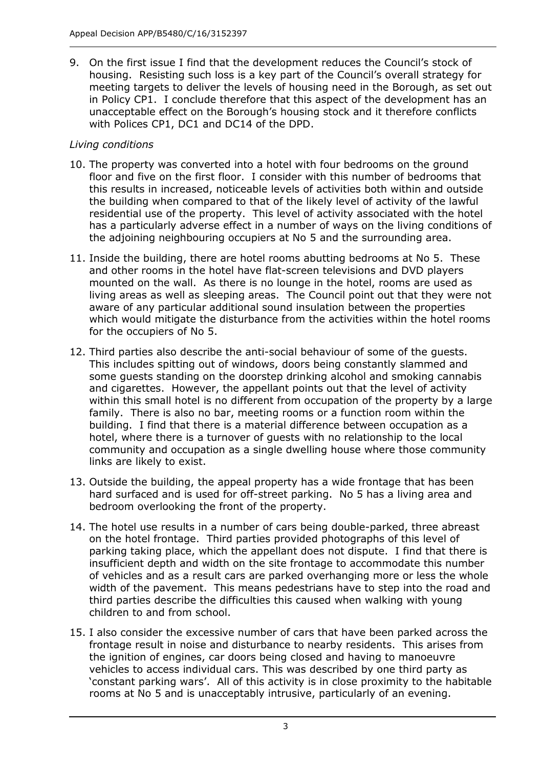9. On the first issue I find that the development reduces the Council's stock of housing. Resisting such loss is a key part of the Council's overall strategy for meeting targets to deliver the levels of housing need in the Borough, as set out in Policy CP1. I conclude therefore that this aspect of the development has an unacceptable effect on the Borough's housing stock and it therefore conflicts with Polices CP1, DC1 and DC14 of the DPD.

*Living conditions*

10. The property was converted into a hotel with four bedrooms on the ground floor and five on the first floor. I consider with this number of bedrooms that this results in increased, noticeable levels of activities both within and outside the building when compared to that of the likely level of activity of the lawful residential use of the property. This level of activity associated with the hotel has a particularly adverse effect in a number of ways on the living conditions of the adjoining neighbouring occupiers at No 5 and the surrounding area.

11. Inside the building, there are hotel rooms abutting bedrooms at No 5. These and other rooms in the hotel have flat-screen televisions and DVD players mounted on the wall. As there is no lounge in the hotel, rooms are used as living areas as well as sleeping areas. The Council point out that they were not aware of any particular additional sound insulation between the properties which would mitigate the disturbance from the activities within the hotel rooms for the occupiers of No 5.

12. Third parties also describe the anti-social behaviour of some of the guests. This includes spitting out of windows, doors being constantly slammed and some guests standing on the doorstep drinking alcohol and smoking cannabis and cigarettes. However, the appellant points out that the level of activity within this small hotel is no different from occupation of the property by a large family. There is also no bar, meeting rooms or a function room within the building. I find that there is a material difference between occupation as a hotel, where there is a turnover of guests with no relationship to the local community and occupation as a single dwelling house where those community links are likely to exist.

13. Outside the building, the appeal property has a wide frontage that has been hard surfaced and is used for off-street parking. No 5 has a living area and bedroom overlooking the front of the property.

14. The hotel use results in a number of cars being double-parked, three abreast on the hotel frontage. Third parties provided photographs of this level of parking taking place, which the appellant does not dispute. I find that there is insufficient depth and width on the site frontage to accommodate this number of vehicles and as a result cars are parked overhanging more or less the whole width of the pavement. This means pedestrians have to step into the road and third parties describe the difficulties this caused when walking with young children to and from school.

15. I also consider the excessive number of cars that have been parked across the frontage result in noise and disturbance to nearby residents. This arises from the ignition of engines, car doors being closed and having to manoeuvre vehicles to access individual cars. This was described by one third party as 'constant parking wars'. All of this activity is in close proximity to the habitable rooms at No 5 and is unacceptably intrusive, particularly of an evening.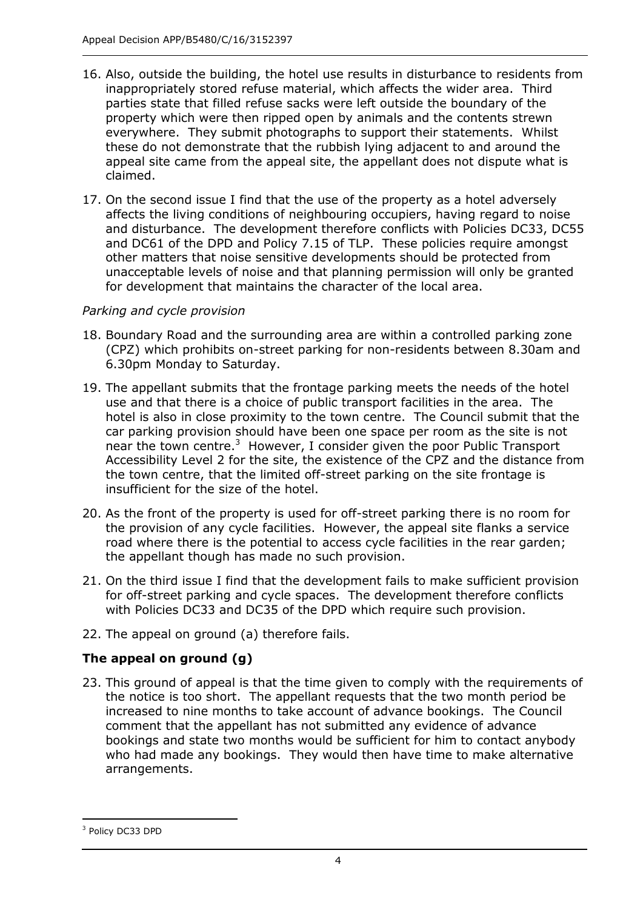16. Also, outside the building, the hotel use results in disturbance to residents from inappropriately stored refuse material, which affects the wider area. Third parties state that filled refuse sacks were left outside the boundary of the property which were then ripped open by animals and the contents strewn everywhere. They submit photographs to support their statements. Whilst these do not demonstrate that the rubbish lying adjacent to and around the appeal site came from the appeal site, the appellant does not dispute what is claimed.

17. On the second issue I find that the use of the property as a hotel adversely affects the living conditions of neighbouring occupiers, having regard to noise and disturbance. The development therefore conflicts with Policies DC33, DC55 and DC61 of the DPD and Policy 7.15 of TLP. These policies require amongst other matters that noise sensitive developments should be protected from unacceptable levels of noise and that planning permission will only be granted for development that maintains the character of the local area.

*Parking and cycle provision*

18. Boundary Road and the surrounding area are within a controlled parking zone (CPZ) which prohibits on-street parking for non-residents between 8.30am and 6.30pm Monday to Saturday.

19. The appellant submits that the frontage parking meets the needs of the hotel use and that there is a choice of public transport facilities in the area. The hotel is also in close proximity to the town centre. The Council submit that the car parking provision should have been one space per room as the site is not near the town centre.[3] However, I consider given the poor Public Transport Accessibility Level 2 for the site, the existence of the CPZ and the distance from the town centre, that the limited off-street parking on the site frontage is insufficient for the size of the hotel.

20. As the front of the property is used for off-street parking there is no room for the provision of any cycle facilities. However, the appeal site flanks a service road where there is the potential to access cycle facilities in the rear garden; the appellant though has made no such provision.

21. On the third issue I find that the development fails to make sufficient provision for off-street parking and cycle spaces. The development therefore conflicts with Policies DC33 and DC35 of the DPD which require such provision.

22. The appeal on ground (a) therefore fails.

## The appeal on ground (g)

23. This ground of appeal is that the time given to comply with the requirements of the notice is too short. The appellant requests that the two month period be increased to nine months to take account of advance bookings. The Council comment that the appellant has not submitted any evidence of advance bookings and state two months would be sufficient for him to contact anybody who had made any bookings. They would then have time to make alternative arrangements.

---

[3] Policy DC33 DPD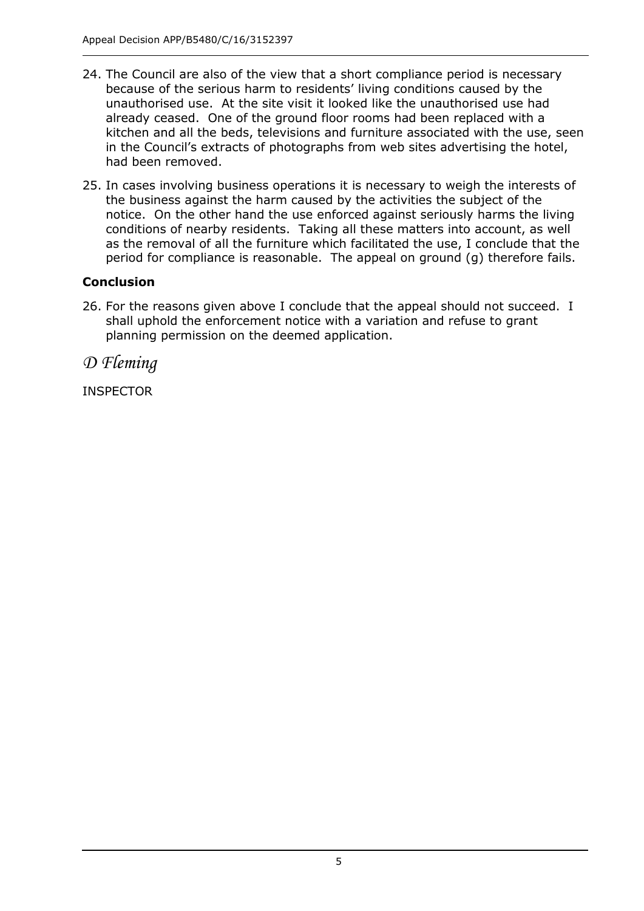24. The Council are also of the view that a short compliance period is necessary because of the serious harm to residents' living conditions caused by the unauthorised use. At the site visit it looked like the unauthorised use had already ceased. One of the ground floor rooms had been replaced with a kitchen and all the beds, televisions and furniture associated with the use, seen in the Council's extracts of photographs from web sites advertising the hotel, had been removed.

25. In cases involving business operations it is necessary to weigh the interests of the business against the harm caused by the activities the subject of the notice. On the other hand the use enforced against seriously harms the living conditions of nearby residents. Taking all these matters into account, as well as the removal of all the furniture which facilitated the use, I conclude that the period for compliance is reasonable. The appeal on ground (g) therefore fails.

### Conclusion

26. For the reasons given above I conclude that the appeal should not succeed. I shall uphold the enforcement notice with a variation and refuse to grant planning permission on the deemed application.

*D Fleming*

INSPECTOR